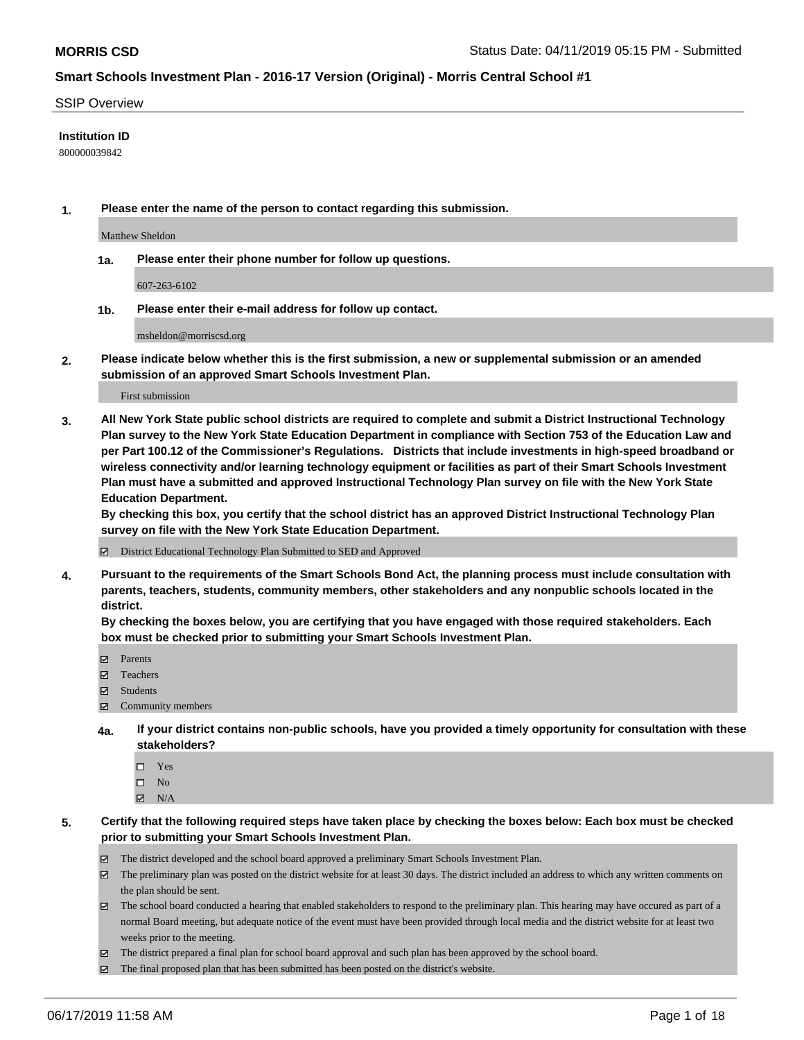**MORRIS CSD**

Status Date: 04/11/2019 05:15 PM - Submitted

**Smart Schools Investment Plan - 2016-17 Version (Original) - Morris Central School #1**

SSIP Overview

**Institution ID**

800000039842

**1. Please enter the name of the person to contact regarding this submission.**

Matthew Sheldon

**1a. Please enter their phone number for follow up questions.**

607-263-6102

**1b. Please enter their e-mail address for follow up contact.**

msheldon@morriscsd.org

**2. Please indicate below whether this is the first submission, a new or supplemental submission or an amended submission of an approved Smart Schools Investment Plan.**

First submission

**3. All New York State public school districts are required to complete and submit a District Instructional Technology Plan survey to the New York State Education Department in compliance with Section 753 of the Education Law and per Part 100.12 of the Commissioner's Regulations. Districts that include investments in high-speed broadband or wireless connectivity and/or learning technology equipment or facilities as part of their Smart Schools Investment Plan must have a submitted and approved Instructional Technology Plan survey on file with the New York State Education Department.**
**By checking this box, you certify that the school district has an approved District Instructional Technology Plan survey on file with the New York State Education Department.**

☑ District Educational Technology Plan Submitted to SED and Approved

**4. Pursuant to the requirements of the Smart Schools Bond Act, the planning process must include consultation with parents, teachers, students, community members, other stakeholders and any nonpublic schools located in the district.**
**By checking the boxes below, you are certifying that you have engaged with those required stakeholders. Each box must be checked prior to submitting your Smart Schools Investment Plan.**

☑ Parents
☑ Teachers
☑ Students
☑ Community members

**4a. If your district contains non-public schools, have you provided a timely opportunity for consultation with these stakeholders?**

☐ Yes
☐ No
☑ N/A

**5. Certify that the following required steps have taken place by checking the boxes below: Each box must be checked prior to submitting your Smart Schools Investment Plan.**

☑ The district developed and the school board approved a preliminary Smart Schools Investment Plan.
☑ The preliminary plan was posted on the district website for at least 30 days. The district included an address to which any written comments on the plan should be sent.
☑ The school board conducted a hearing that enabled stakeholders to respond to the preliminary plan. This hearing may have occured as part of a normal Board meeting, but adequate notice of the event must have been provided through local media and the district website for at least two weeks prior to the meeting.
☑ The district prepared a final plan for school board approval and such plan has been approved by the school board.
☑ The final proposed plan that has been submitted has been posted on the district's website.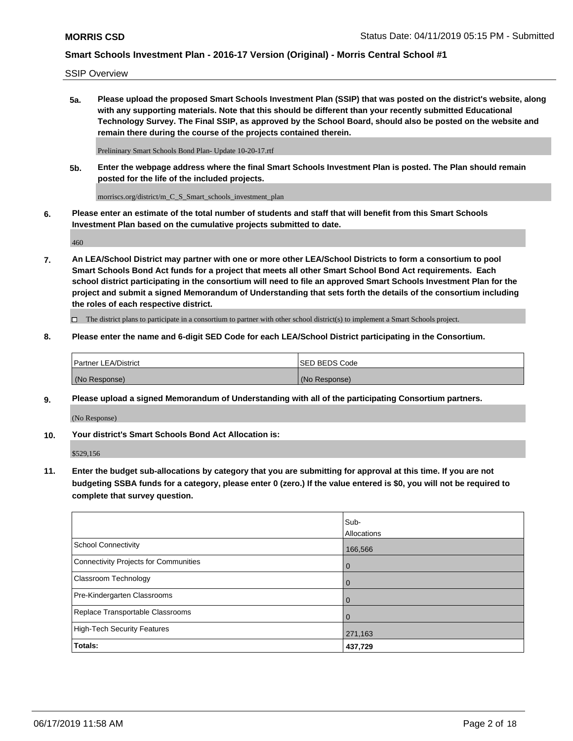SSIP Overview

**5a. Please upload the proposed Smart Schools Investment Plan (SSIP) that was posted on the district's website, along with any supporting materials. Note that this should be different than your recently submitted Educational Technology Survey. The Final SSIP, as approved by the School Board, should also be posted on the website and remain there during the course of the projects contained therein.**

Prelininary Smart Schools Bond Plan- Update 10-20-17.rtf

**5b. Enter the webpage address where the final Smart Schools Investment Plan is posted. The Plan should remain posted for the life of the included projects.**

morriscs.org/district/m_C_S_Smart_schools_investment_plan

**6. Please enter an estimate of the total number of students and staff that will benefit from this Smart Schools Investment Plan based on the cumulative projects submitted to date.**

460

**7. An LEA/School District may partner with one or more other LEA/School Districts to form a consortium to pool Smart Schools Bond Act funds for a project that meets all other Smart School Bond Act requirements. Each school district participating in the consortium will need to file an approved Smart Schools Investment Plan for the project and submit a signed Memorandum of Understanding that sets forth the details of the consortium including the roles of each respective district.**

☐ The district plans to participate in a consortium to partner with other school district(s) to implement a Smart Schools project.

**8. Please enter the name and 6-digit SED Code for each LEA/School District participating in the Consortium.**

| Partner LEA/District | SED BEDS Code |
|---|---|
| (No Response) | (No Response) |

**9. Please upload a signed Memorandum of Understanding with all of the participating Consortium partners.**

(No Response)

**10. Your district's Smart Schools Bond Act Allocation is:**

$529,156

**11. Enter the budget sub-allocations by category that you are submitting for approval at this time. If you are not budgeting SSBA funds for a category, please enter 0 (zero.) If the value entered is $0, you will not be required to complete that survey question.**

| | Sub-Allocations |
|---|---|
| School Connectivity | 166,566 |
| Connectivity Projects for Communities | 0 |
| Classroom Technology | 0 |
| Pre-Kindergarten Classrooms | 0 |
| Replace Transportable Classrooms | 0 |
| High-Tech Security Features | 271,163 |
| **Totals:** | **437,729** |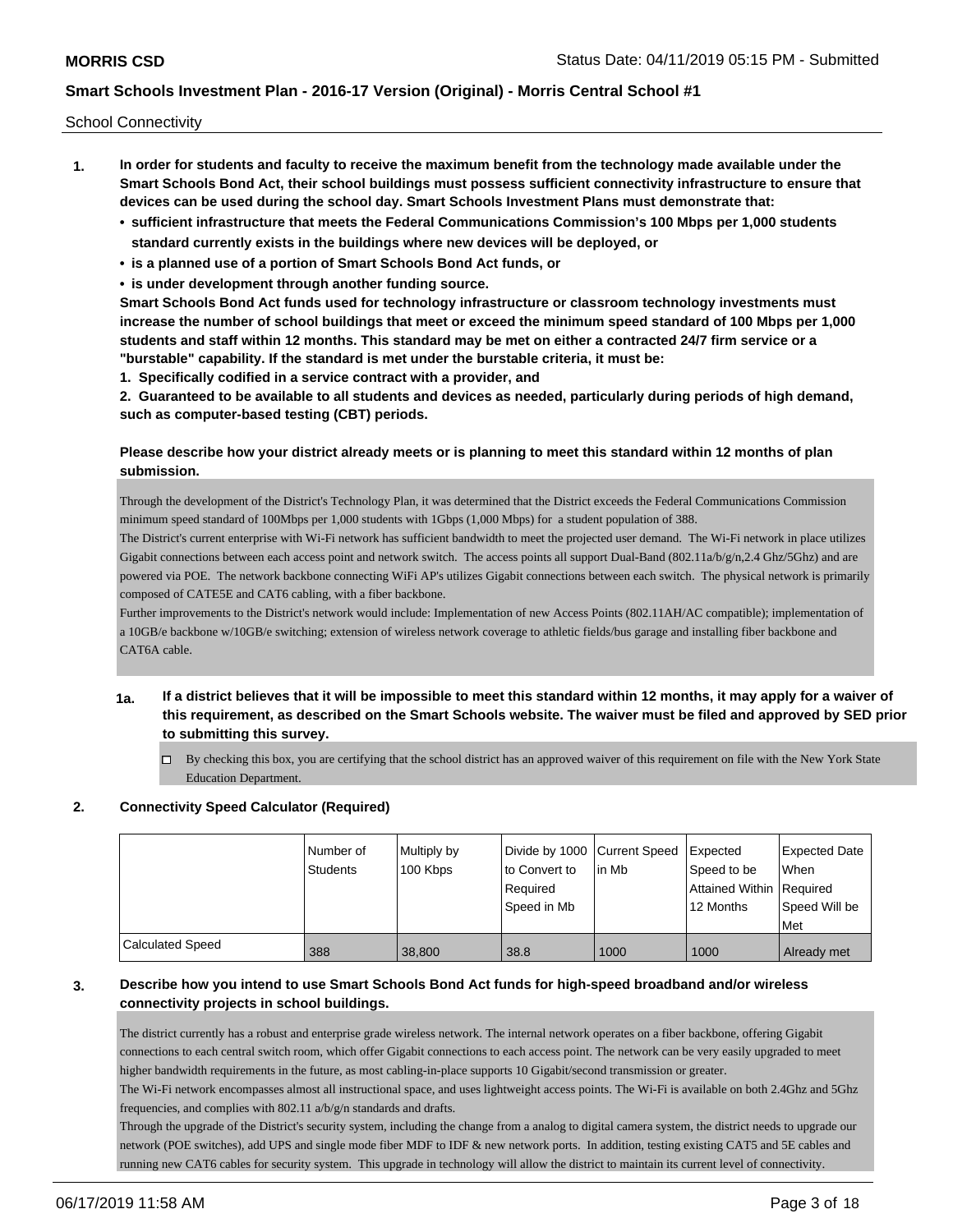School Connectivity

1. **In order for students and faculty to receive the maximum benefit from the technology made available under the Smart Schools Bond Act, their school buildings must possess sufficient connectivity infrastructure to ensure that devices can be used during the school day. Smart Schools Investment Plans must demonstrate that:**
   - **sufficient infrastructure that meets the Federal Communications Commission's 100 Mbps per 1,000 students standard currently exists in the buildings where new devices will be deployed, or**
   - **is a planned use of a portion of Smart Schools Bond Act funds, or**
   - **is under development through another funding source.**

   **Smart Schools Bond Act funds used for technology infrastructure or classroom technology investments must increase the number of school buildings that meet or exceed the minimum speed standard of 100 Mbps per 1,000 students and staff within 12 months. This standard may be met on either a contracted 24/7 firm service or a "burstable" capability. If the standard is met under the burstable criteria, it must be:**

   **1. Specifically codified in a service contract with a provider, and**

   **2. Guaranteed to be available to all students and devices as needed, particularly during periods of high demand, such as computer-based testing (CBT) periods.**

   **Please describe how your district already meets or is planning to meet this standard within 12 months of plan submission.**

   Through the development of the District's Technology Plan, it was determined that the District exceeds the Federal Communications Commission minimum speed standard of 100Mbps per 1,000 students with 1Gbps (1,000 Mbps) for a student population of 388.
   The District's current enterprise with Wi-Fi network has sufficient bandwidth to meet the projected user demand. The Wi-Fi network in place utilizes Gigabit connections between each access point and network switch. The access points all support Dual-Band (802.11a/b/g/n,2.4 Ghz/5Ghz) and are powered via POE. The network backbone connecting WiFi AP's utilizes Gigabit connections between each switch. The physical network is primarily composed of CATE5E and CAT6 cabling, with a fiber backbone.
   Further improvements to the District's network would include: Implementation of new Access Points (802.11AH/AC compatible); implementation of a 10GB/e backbone w/10GB/e switching; extension of wireless network coverage to athletic fields/bus garage and installing fiber backbone and CAT6A cable.

   **1a. If a district believes that it will be impossible to meet this standard within 12 months, it may apply for a waiver of this requirement, as described on the Smart Schools website. The waiver must be filed and approved by SED prior to submitting this survey.**

   ☐ By checking this box, you are certifying that the school district has an approved waiver of this requirement on file with the New York State Education Department.

2. **Connectivity Speed Calculator (Required)**

| | Number of Students | Multiply by 100 Kbps | Divide by 1000 to Convert to Required Speed in Mb | Current Speed in Mb | Expected Speed to be Attained Within 12 Months | Expected Date When Required Speed Will be Met |
|---|---|---|---|---|---|---|
| Calculated Speed | 388 | 38,800 | 38.8 | 1000 | 1000 | Already met |

3. **Describe how you intend to use Smart Schools Bond Act funds for high-speed broadband and/or wireless connectivity projects in school buildings.**

   The district currently has a robust and enterprise grade wireless network. The internal network operates on a fiber backbone, offering Gigabit connections to each central switch room, which offer Gigabit connections to each access point. The network can be very easily upgraded to meet higher bandwidth requirements in the future, as most cabling-in-place supports 10 Gigabit/second transmission or greater.
   The Wi-Fi network encompasses almost all instructional space, and uses lightweight access points. The Wi-Fi is available on both 2.4Ghz and 5Ghz frequencies, and complies with 802.11 a/b/g/n standards and drafts.
   Through the upgrade of the District's security system, including the change from a analog to digital camera system, the district needs to upgrade our network (POE switches), add UPS and single mode fiber MDF to IDF & new network ports. In addition, testing existing CAT5 and 5E cables and running new CAT6 cables for security system. This upgrade in technology will allow the district to maintain its current level of connectivity.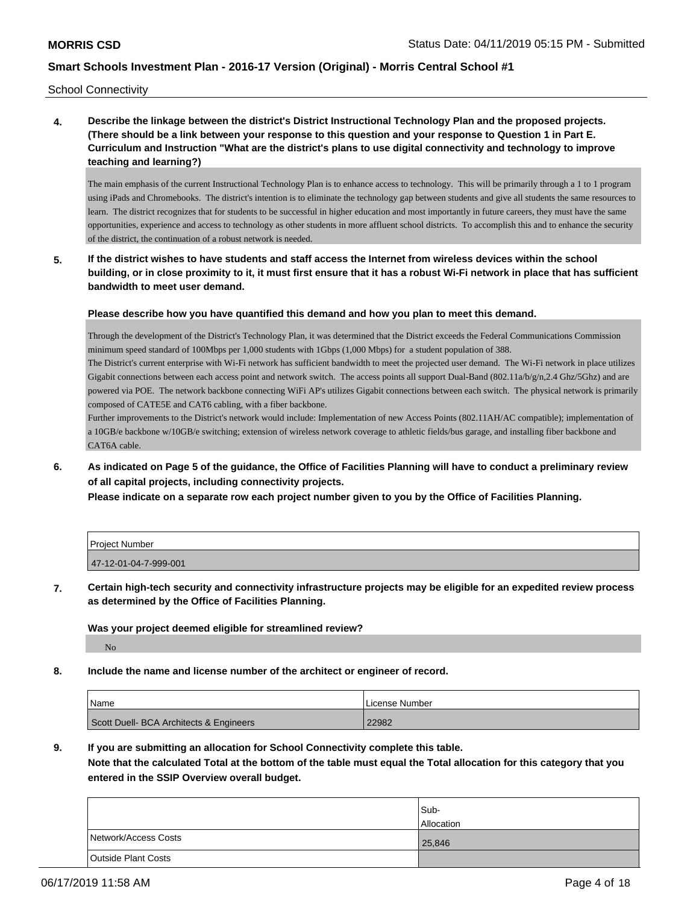School Connectivity

**4. Describe the linkage between the district's District Instructional Technology Plan and the proposed projects. (There should be a link between your response to this question and your response to Question 1 in Part E. Curriculum and Instruction "What are the district's plans to use digital connectivity and technology to improve teaching and learning?)**

The main emphasis of the current Instructional Technology Plan is to enhance access to technology. This will be primarily through a 1 to 1 program using iPads and Chromebooks. The district's intention is to eliminate the technology gap between students and give all students the same resources to learn. The district recognizes that for students to be successful in higher education and most importantly in future careers, they must have the same opportunities, experience and access to technology as other students in more affluent school districts. To accomplish this and to enhance the security of the district, the continuation of a robust network is needed.

**5. If the district wishes to have students and staff access the Internet from wireless devices within the school building, or in close proximity to it, it must first ensure that it has a robust Wi-Fi network in place that has sufficient bandwidth to meet user demand.**

**Please describe how you have quantified this demand and how you plan to meet this demand.**

Through the development of the District's Technology Plan, it was determined that the District exceeds the Federal Communications Commission minimum speed standard of 100Mbps per 1,000 students with 1Gbps (1,000 Mbps) for a student population of 388.
The District's current enterprise with Wi-Fi network has sufficient bandwidth to meet the projected user demand. The Wi-Fi network in place utilizes Gigabit connections between each access point and network switch. The access points all support Dual-Band (802.11a/b/g/n,2.4 Ghz/5Ghz) and are powered via POE. The network backbone connecting WiFi AP's utilizes Gigabit connections between each switch. The physical network is primarily composed of CATE5E and CAT6 cabling, with a fiber backbone.
Further improvements to the District's network would include: Implementation of new Access Points (802.11AH/AC compatible); implementation of a 10GB/e backbone w/10GB/e switching; extension of wireless network coverage to athletic fields/bus garage, and installing fiber backbone and CAT6A cable.

**6. As indicated on Page 5 of the guidance, the Office of Facilities Planning will have to conduct a preliminary review of all capital projects, including connectivity projects.**
**Please indicate on a separate row each project number given to you by the Office of Facilities Planning.**

| Project Number |
| --- |
| 47-12-01-04-7-999-001 |

**7. Certain high-tech security and connectivity infrastructure projects may be eligible for an expedited review process as determined by the Office of Facilities Planning.**

**Was your project deemed eligible for streamlined review?**

No

**8. Include the name and license number of the architect or engineer of record.**

| Name | License Number |
| --- | --- |
| Scott Duell- BCA Architects & Engineers | 22982 |

**9. If you are submitting an allocation for School Connectivity complete this table.**
**Note that the calculated Total at the bottom of the table must equal the Total allocation for this category that you entered in the SSIP Overview overall budget.**

| | Sub-Allocation |
| --- | --- |
| Network/Access Costs | 25,846 |
| Outside Plant Costs | |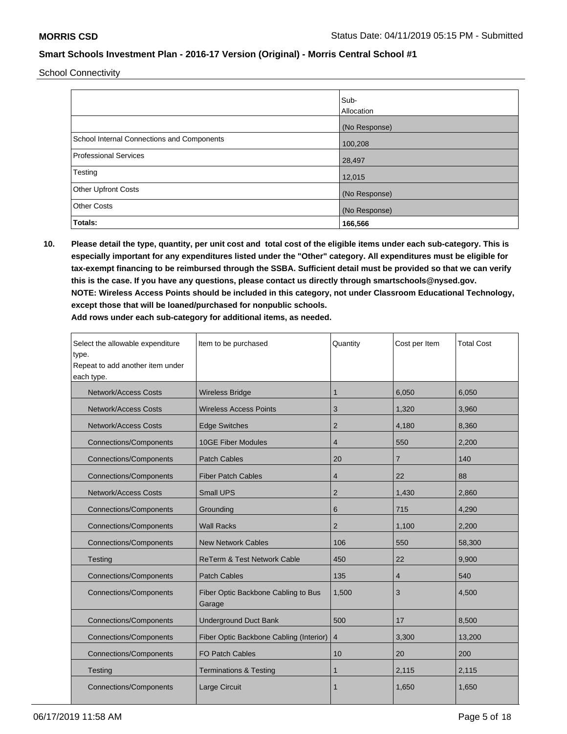School Connectivity

| | Sub-Allocation |
|---|---|
| | (No Response) |
| School Internal Connections and Components | 100,208 |
| Professional Services | 28,497 |
| Testing | 12,015 |
| Other Upfront Costs | (No Response) |
| Other Costs | (No Response) |
| **Totals:** | **166,566** |

**10. Please detail the type, quantity, per unit cost and total cost of the eligible items under each sub-category. This is especially important for any expenditures listed under the "Other" category. All expenditures must be eligible for tax-exempt financing to be reimbursed through the SSBA. Sufficient detail must be provided so that we can verify this is the case. If you have any questions, please contact us directly through smartschools@nysed.gov.**
**NOTE: Wireless Access Points should be included in this category, not under Classroom Educational Technology, except those that will be loaned/purchased for nonpublic schools.**
**Add rows under each sub-category for additional items, as needed.**

| Select the allowable expenditure type. Repeat to add another item under each type. | Item to be purchased | Quantity | Cost per Item | Total Cost |
|---|---|---|---|---|
| Network/Access Costs | Wireless Bridge | 1 | 6,050 | 6,050 |
| Network/Access Costs | Wireless Access Points | 3 | 1,320 | 3,960 |
| Network/Access Costs | Edge Switches | 2 | 4,180 | 8,360 |
| Connections/Components | 10GE Fiber Modules | 4 | 550 | 2,200 |
| Connections/Components | Patch Cables | 20 | 7 | 140 |
| Connections/Components | Fiber Patch Cables | 4 | 22 | 88 |
| Network/Access Costs | Small UPS | 2 | 1,430 | 2,860 |
| Connections/Components | Grounding | 6 | 715 | 4,290 |
| Connections/Components | Wall Racks | 2 | 1,100 | 2,200 |
| Connections/Components | New Network Cables | 106 | 550 | 58,300 |
| Testing | ReTerm & Test Network Cable | 450 | 22 | 9,900 |
| Connections/Components | Patch Cables | 135 | 4 | 540 |
| Connections/Components | Fiber Optic Backbone Cabling to Bus Garage | 1,500 | 3 | 4,500 |
| Connections/Components | Underground Duct Bank | 500 | 17 | 8,500 |
| Connections/Components | Fiber Optic Backbone Cabling (Interior) | 4 | 3,300 | 13,200 |
| Connections/Components | FO Patch Cables | 10 | 20 | 200 |
| Testing | Terminations & Testing | 1 | 2,115 | 2,115 |
| Connections/Components | Large Circuit | 1 | 1,650 | 1,650 |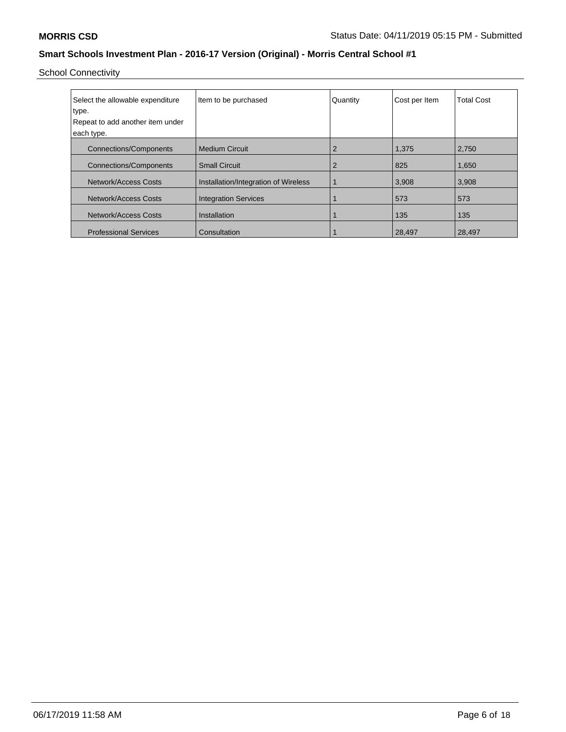## Smart Schools Investment Plan - 2016-17 Version (Original) - Morris Central School #1

School Connectivity

| Select the allowable expenditure type. Repeat to add another item under each type. | Item to be purchased | Quantity | Cost per Item | Total Cost |
|---|---|---|---|---|
| Connections/Components | Medium Circuit | 2 | 1,375 | 2,750 |
| Connections/Components | Small Circuit | 2 | 825 | 1,650 |
| Network/Access Costs | Installation/Integration of Wireless | 1 | 3,908 | 3,908 |
| Network/Access Costs | Integration Services | 1 | 573 | 573 |
| Network/Access Costs | Installation | 1 | 135 | 135 |
| Professional Services | Consultation | 1 | 28,497 | 28,497 |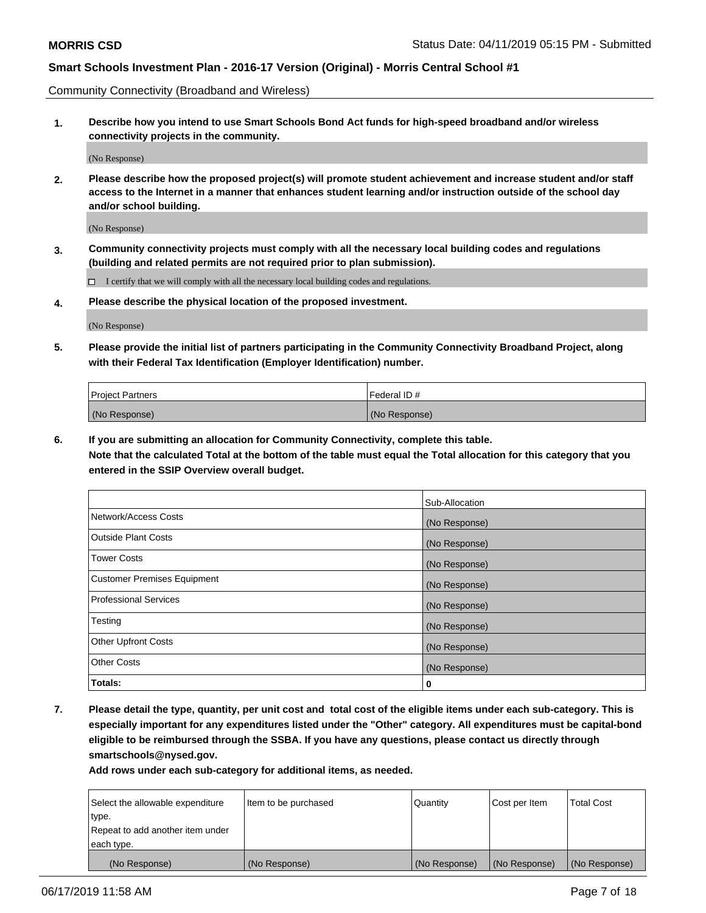Community Connectivity (Broadband and Wireless)

**1. Describe how you intend to use Smart Schools Bond Act funds for high-speed broadband and/or wireless connectivity projects in the community.**

(No Response)

**2. Please describe how the proposed project(s) will promote student achievement and increase student and/or staff access to the Internet in a manner that enhances student learning and/or instruction outside of the school day and/or school building.**

(No Response)

**3. Community connectivity projects must comply with all the necessary local building codes and regulations (building and related permits are not required prior to plan submission).**

☐ I certify that we will comply with all the necessary local building codes and regulations.

**4. Please describe the physical location of the proposed investment.**

(No Response)

**5. Please provide the initial list of partners participating in the Community Connectivity Broadband Project, along with their Federal Tax Identification (Employer Identification) number.**

| Project Partners | Federal ID # |
|---|---|
| (No Response) | (No Response) |

**6. If you are submitting an allocation for Community Connectivity, complete this table. Note that the calculated Total at the bottom of the table must equal the Total allocation for this category that you entered in the SSIP Overview overall budget.**

| | Sub-Allocation |
|---|---|
| Network/Access Costs | (No Response) |
| Outside Plant Costs | (No Response) |
| Tower Costs | (No Response) |
| Customer Premises Equipment | (No Response) |
| Professional Services | (No Response) |
| Testing | (No Response) |
| Other Upfront Costs | (No Response) |
| Other Costs | (No Response) |
| **Totals:** | **0** |

**7. Please detail the type, quantity, per unit cost and total cost of the eligible items under each sub-category. This is especially important for any expenditures listed under the "Other" category. All expenditures must be capital-bond eligible to be reimbursed through the SSBA. If you have any questions, please contact us directly through smartschools@nysed.gov.**

**Add rows under each sub-category for additional items, as needed.**

| Select the allowable expenditure type. Repeat to add another item under each type. | Item to be purchased | Quantity | Cost per Item | Total Cost |
|---|---|---|---|---|
| (No Response) | (No Response) | (No Response) | (No Response) | (No Response) |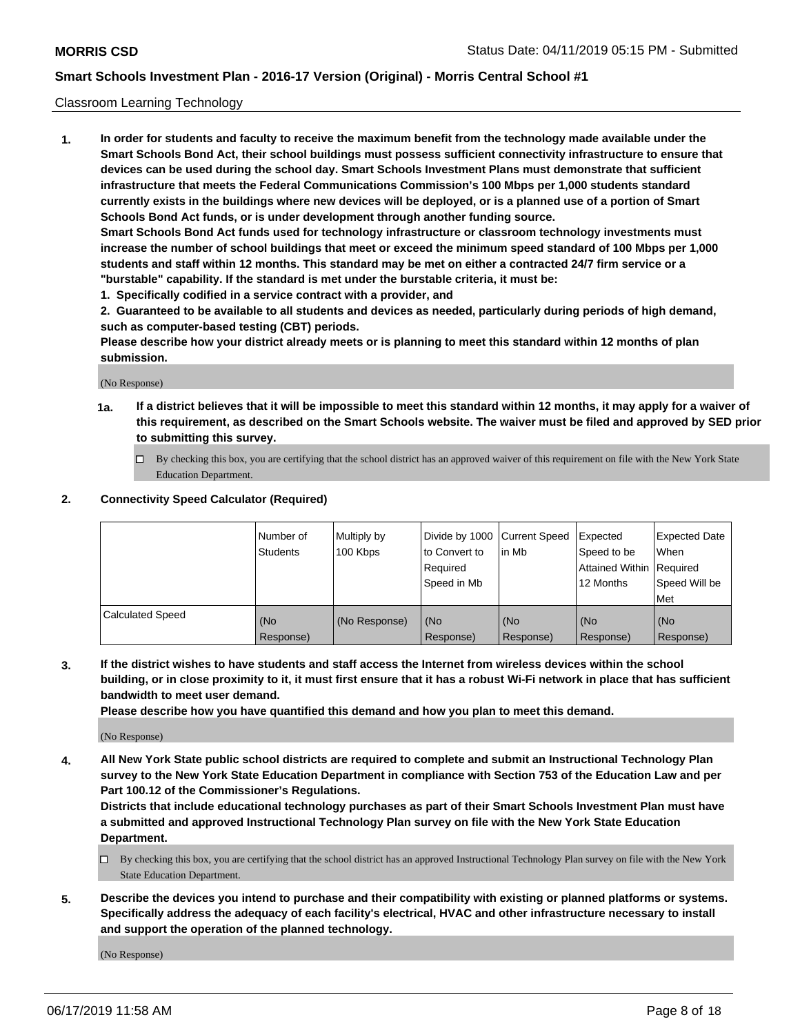Classroom Learning Technology

**1. In order for students and faculty to receive the maximum benefit from the technology made available under the Smart Schools Bond Act, their school buildings must possess sufficient connectivity infrastructure to ensure that devices can be used during the school day. Smart Schools Investment Plans must demonstrate that sufficient infrastructure that meets the Federal Communications Commission's 100 Mbps per 1,000 students standard currently exists in the buildings where new devices will be deployed, or is a planned use of a portion of Smart Schools Bond Act funds, or is under development through another funding source.**

**Smart Schools Bond Act funds used for technology infrastructure or classroom technology investments must increase the number of school buildings that meet or exceed the minimum speed standard of 100 Mbps per 1,000 students and staff within 12 months. This standard may be met on either a contracted 24/7 firm service or a "burstable" capability. If the standard is met under the burstable criteria, it must be:**

**1. Specifically codified in a service contract with a provider, and**

**2. Guaranteed to be available to all students and devices as needed, particularly during periods of high demand, such as computer-based testing (CBT) periods.**

**Please describe how your district already meets or is planning to meet this standard within 12 months of plan submission.**

(No Response)

**1a. If a district believes that it will be impossible to meet this standard within 12 months, it may apply for a waiver of this requirement, as described on the Smart Schools website. The waiver must be filed and approved by SED prior to submitting this survey.**

☐ By checking this box, you are certifying that the school district has an approved waiver of this requirement on file with the New York State Education Department.

**2. Connectivity Speed Calculator (Required)**

| | Number of Students | Multiply by 100 Kbps | Divide by 1000 to Convert to Required Speed in Mb | Current Speed in Mb | Expected Speed to be Attained Within 12 Months | Expected Date When Required Speed Will be Met |
|---|---|---|---|---|---|---|
| Calculated Speed | (No Response) | (No Response) | (No Response) | (No Response) | (No Response) | (No Response) |

**3. If the district wishes to have students and staff access the Internet from wireless devices within the school building, or in close proximity to it, it must first ensure that it has a robust Wi-Fi network in place that has sufficient bandwidth to meet user demand.**

**Please describe how you have quantified this demand and how you plan to meet this demand.**

(No Response)

**4. All New York State public school districts are required to complete and submit an Instructional Technology Plan survey to the New York State Education Department in compliance with Section 753 of the Education Law and per Part 100.12 of the Commissioner's Regulations.**

**Districts that include educational technology purchases as part of their Smart Schools Investment Plan must have a submitted and approved Instructional Technology Plan survey on file with the New York State Education Department.**

☐ By checking this box, you are certifying that the school district has an approved Instructional Technology Plan survey on file with the New York State Education Department.

**5. Describe the devices you intend to purchase and their compatibility with existing or planned platforms or systems. Specifically address the adequacy of each facility's electrical, HVAC and other infrastructure necessary to install and support the operation of the planned technology.**

(No Response)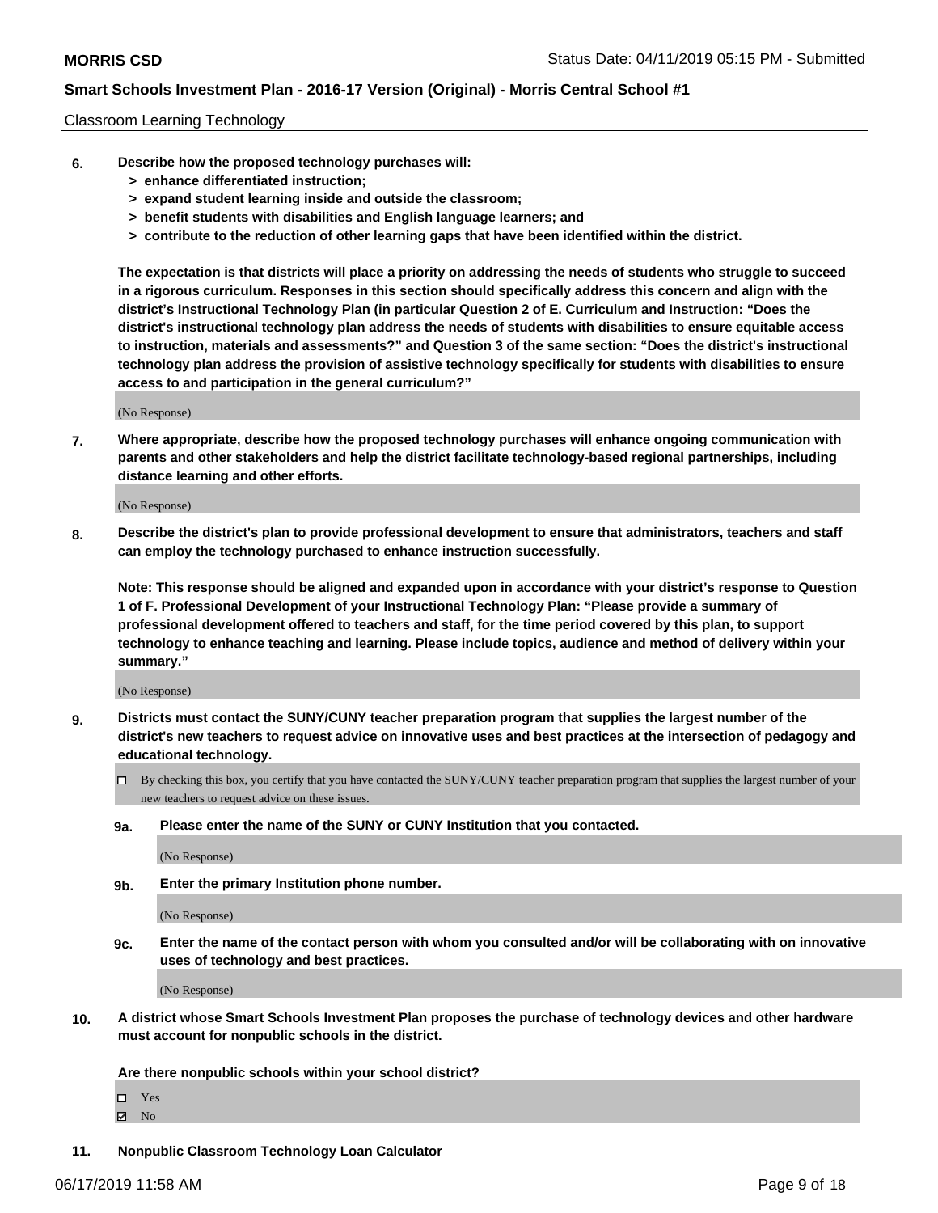Classroom Learning Technology

**6. Describe how the proposed technology purchases will:**
- **> enhance differentiated instruction;**
- **> expand student learning inside and outside the classroom;**
- **> benefit students with disabilities and English language learners; and**
- **> contribute to the reduction of other learning gaps that have been identified within the district.**

**The expectation is that districts will place a priority on addressing the needs of students who struggle to succeed in a rigorous curriculum. Responses in this section should specifically address this concern and align with the district's Instructional Technology Plan (in particular Question 2 of E. Curriculum and Instruction: "Does the district's instructional technology plan address the needs of students with disabilities to ensure equitable access to instruction, materials and assessments?" and Question 3 of the same section: "Does the district's instructional technology plan address the provision of assistive technology specifically for students with disabilities to ensure access to and participation in the general curriculum?"**

(No Response)

**7. Where appropriate, describe how the proposed technology purchases will enhance ongoing communication with parents and other stakeholders and help the district facilitate technology-based regional partnerships, including distance learning and other efforts.**

(No Response)

**8. Describe the district's plan to provide professional development to ensure that administrators, teachers and staff can employ the technology purchased to enhance instruction successfully.**

**Note: This response should be aligned and expanded upon in accordance with your district's response to Question 1 of F. Professional Development of your Instructional Technology Plan: "Please provide a summary of professional development offered to teachers and staff, for the time period covered by this plan, to support technology to enhance teaching and learning. Please include topics, audience and method of delivery within your summary."**

(No Response)

**9. Districts must contact the SUNY/CUNY teacher preparation program that supplies the largest number of the district's new teachers to request advice on innovative uses and best practices at the intersection of pedagogy and educational technology.**

☐ By checking this box, you certify that you have contacted the SUNY/CUNY teacher preparation program that supplies the largest number of your new teachers to request advice on these issues.

**9a. Please enter the name of the SUNY or CUNY Institution that you contacted.**

(No Response)

**9b. Enter the primary Institution phone number.**

(No Response)

**9c. Enter the name of the contact person with whom you consulted and/or will be collaborating with on innovative uses of technology and best practices.**

(No Response)

**10. A district whose Smart Schools Investment Plan proposes the purchase of technology devices and other hardware must account for nonpublic schools in the district.**

**Are there nonpublic schools within your school district?**

☐ Yes
☑ No

**11. Nonpublic Classroom Technology Loan Calculator**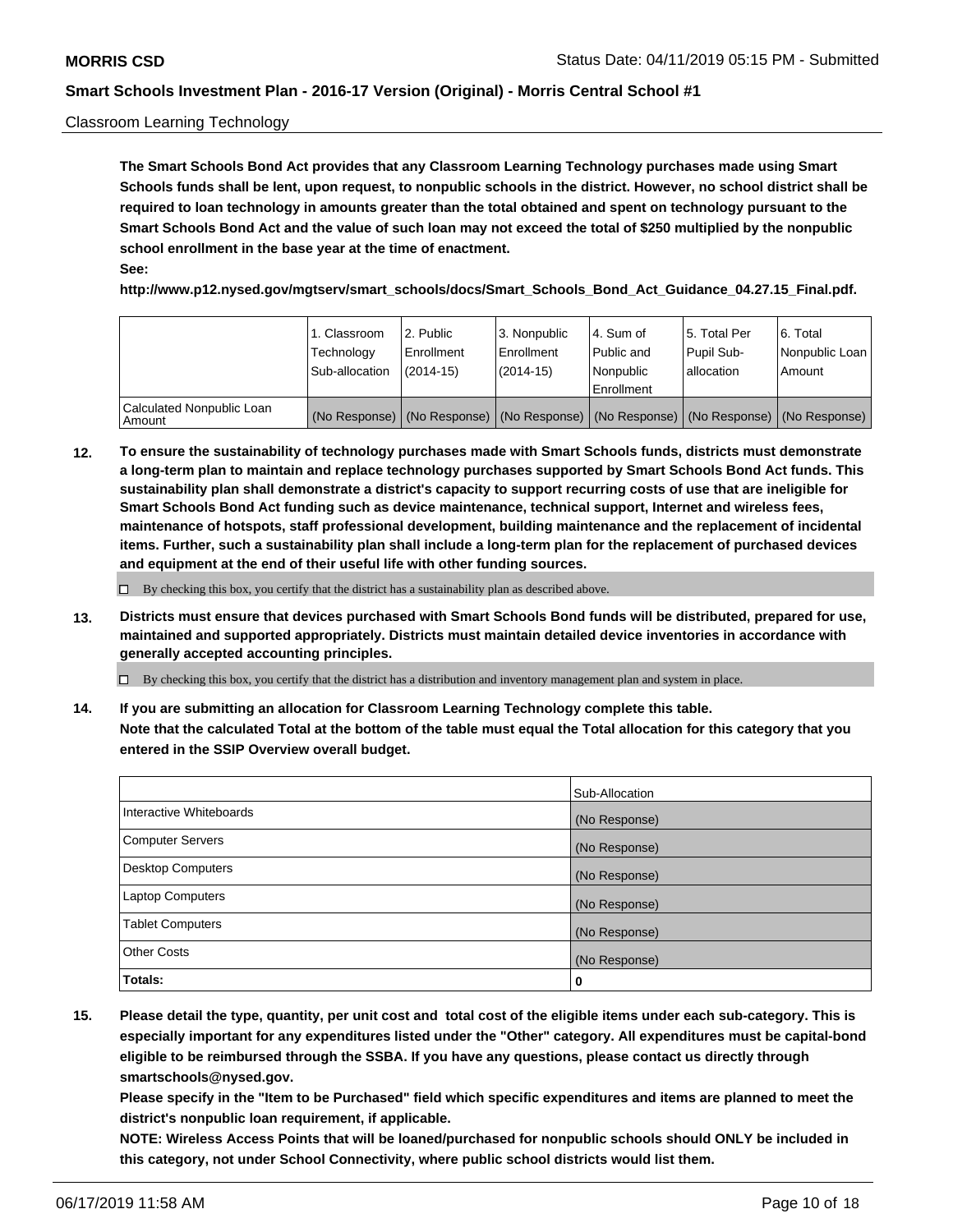Classroom Learning Technology

**The Smart Schools Bond Act provides that any Classroom Learning Technology purchases made using Smart Schools funds shall be lent, upon request, to nonpublic schools in the district. However, no school district shall be required to loan technology in amounts greater than the total obtained and spent on technology pursuant to the Smart Schools Bond Act and the value of such loan may not exceed the total of $250 multiplied by the nonpublic school enrollment in the base year at the time of enactment.**

**See:**

**http://www.p12.nysed.gov/mgtserv/smart_schools/docs/Smart_Schools_Bond_Act_Guidance_04.27.15_Final.pdf.**

| | 1. Classroom Technology Sub-allocation | 2. Public Enrollment (2014-15) | 3. Nonpublic Enrollment (2014-15) | 4. Sum of Public and Nonpublic Enrollment | 5. Total Per Pupil Sub-allocation | 6. Total Nonpublic Loan Amount |
|---|---|---|---|---|---|---|
| Calculated Nonpublic Loan Amount | (No Response) | (No Response) | (No Response) | (No Response) | (No Response) | (No Response) |

**12. To ensure the sustainability of technology purchases made with Smart Schools funds, districts must demonstrate a long-term plan to maintain and replace technology purchases supported by Smart Schools Bond Act funds. This sustainability plan shall demonstrate a district's capacity to support recurring costs of use that are ineligible for Smart Schools Bond Act funding such as device maintenance, technical support, Internet and wireless fees, maintenance of hotspots, staff professional development, building maintenance and the replacement of incidental items. Further, such a sustainability plan shall include a long-term plan for the replacement of purchased devices and equipment at the end of their useful life with other funding sources.**

☐ By checking this box, you certify that the district has a sustainability plan as described above.

**13. Districts must ensure that devices purchased with Smart Schools Bond funds will be distributed, prepared for use, maintained and supported appropriately. Districts must maintain detailed device inventories in accordance with generally accepted accounting principles.**

☐ By checking this box, you certify that the district has a distribution and inventory management plan and system in place.

**14. If you are submitting an allocation for Classroom Learning Technology complete this table. Note that the calculated Total at the bottom of the table must equal the Total allocation for this category that you entered in the SSIP Overview overall budget.**

| | Sub-Allocation |
|---|---|
| Interactive Whiteboards | (No Response) |
| Computer Servers | (No Response) |
| Desktop Computers | (No Response) |
| Laptop Computers | (No Response) |
| Tablet Computers | (No Response) |
| Other Costs | (No Response) |
| **Totals:** | **0** |

**15. Please detail the type, quantity, per unit cost and total cost of the eligible items under each sub-category. This is especially important for any expenditures listed under the "Other" category. All expenditures must be capital-bond eligible to be reimbursed through the SSBA. If you have any questions, please contact us directly through smartschools@nysed.gov.**

**Please specify in the "Item to be Purchased" field which specific expenditures and items are planned to meet the district's nonpublic loan requirement, if applicable.**

**NOTE: Wireless Access Points that will be loaned/purchased for nonpublic schools should ONLY be included in this category, not under School Connectivity, where public school districts would list them.**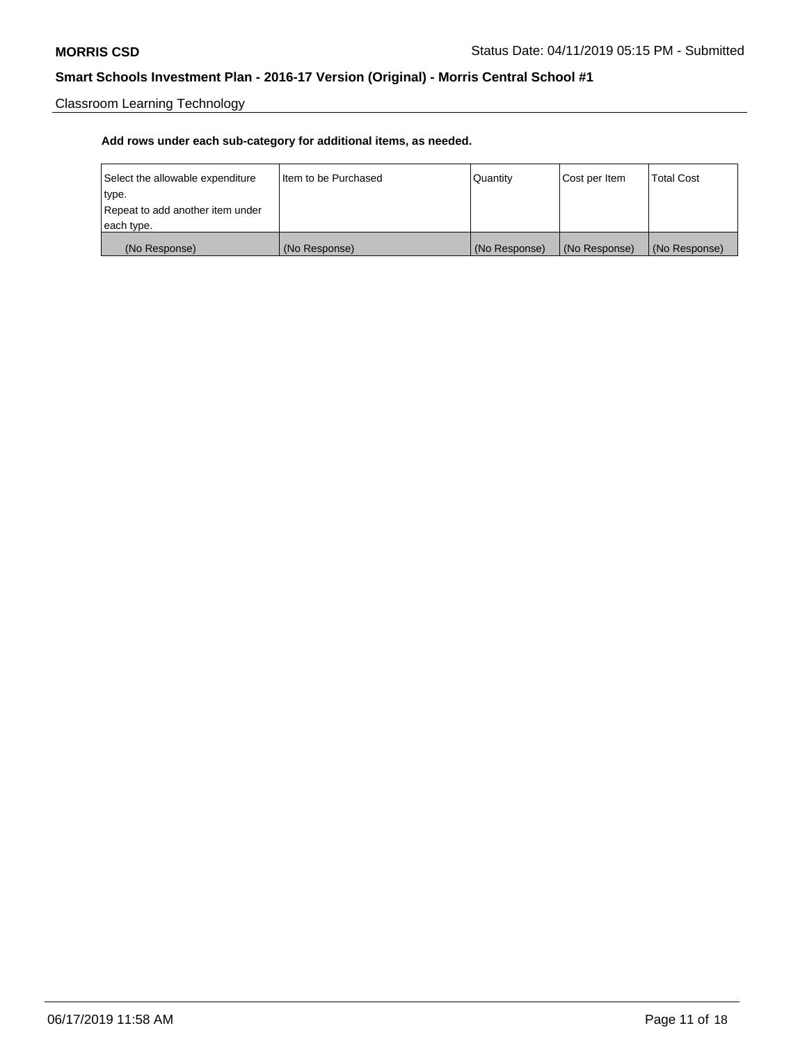Classroom Learning Technology

**Add rows under each sub-category for additional items, as needed.**

| Select the allowable expenditure type. Repeat to add another item under each type. | Item to be Purchased | Quantity | Cost per Item | Total Cost |
| --- | --- | --- | --- | --- |
| (No Response) | (No Response) | (No Response) | (No Response) | (No Response) |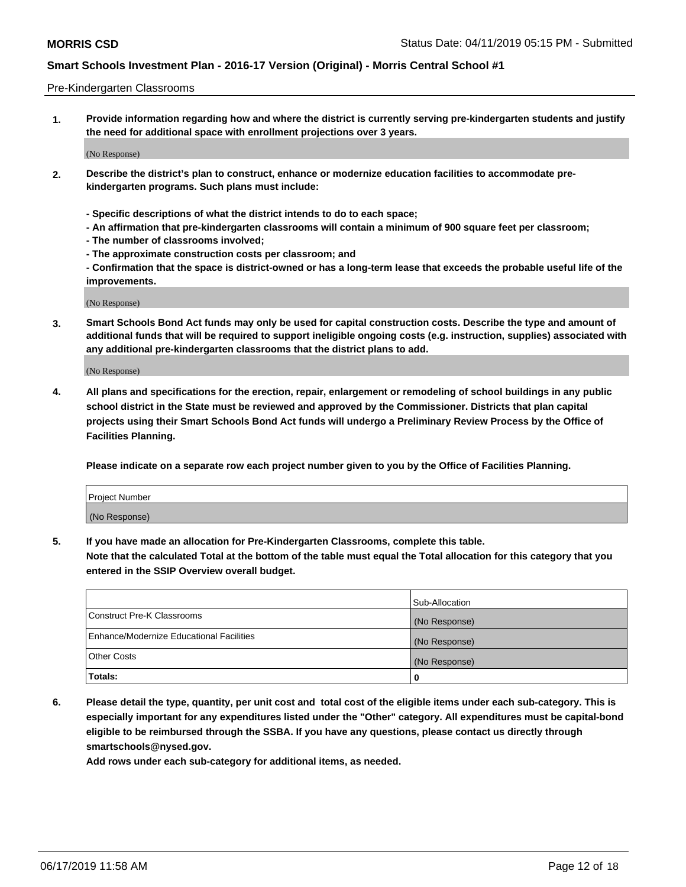Pre-Kindergarten Classrooms

**1. Provide information regarding how and where the district is currently serving pre-kindergarten students and justify the need for additional space with enrollment projections over 3 years.**

(No Response)

**2. Describe the district's plan to construct, enhance or modernize education facilities to accommodate pre-kindergarten programs. Such plans must include:**

**- Specific descriptions of what the district intends to do to each space;**
**- An affirmation that pre-kindergarten classrooms will contain a minimum of 900 square feet per classroom;**
**- The number of classrooms involved;**
**- The approximate construction costs per classroom; and**
**- Confirmation that the space is district-owned or has a long-term lease that exceeds the probable useful life of the improvements.**

(No Response)

**3. Smart Schools Bond Act funds may only be used for capital construction costs. Describe the type and amount of additional funds that will be required to support ineligible ongoing costs (e.g. instruction, supplies) associated with any additional pre-kindergarten classrooms that the district plans to add.**

(No Response)

**4. All plans and specifications for the erection, repair, enlargement or remodeling of school buildings in any public school district in the State must be reviewed and approved by the Commissioner. Districts that plan capital projects using their Smart Schools Bond Act funds will undergo a Preliminary Review Process by the Office of Facilities Planning.**

**Please indicate on a separate row each project number given to you by the Office of Facilities Planning.**

| Project Number |
| --- |
| (No Response) |

**5. If you have made an allocation for Pre-Kindergarten Classrooms, complete this table.**
**Note that the calculated Total at the bottom of the table must equal the Total allocation for this category that you entered in the SSIP Overview overall budget.**

| | Sub-Allocation |
| --- | --- |
| Construct Pre-K Classrooms | (No Response) |
| Enhance/Modernize Educational Facilities | (No Response) |
| Other Costs | (No Response) |
| **Totals:** | **0** |

**6. Please detail the type, quantity, per unit cost and total cost of the eligible items under each sub-category. This is especially important for any expenditures listed under the "Other" category. All expenditures must be capital-bond eligible to be reimbursed through the SSBA. If you have any questions, please contact us directly through smartschools@nysed.gov.**
**Add rows under each sub-category for additional items, as needed.**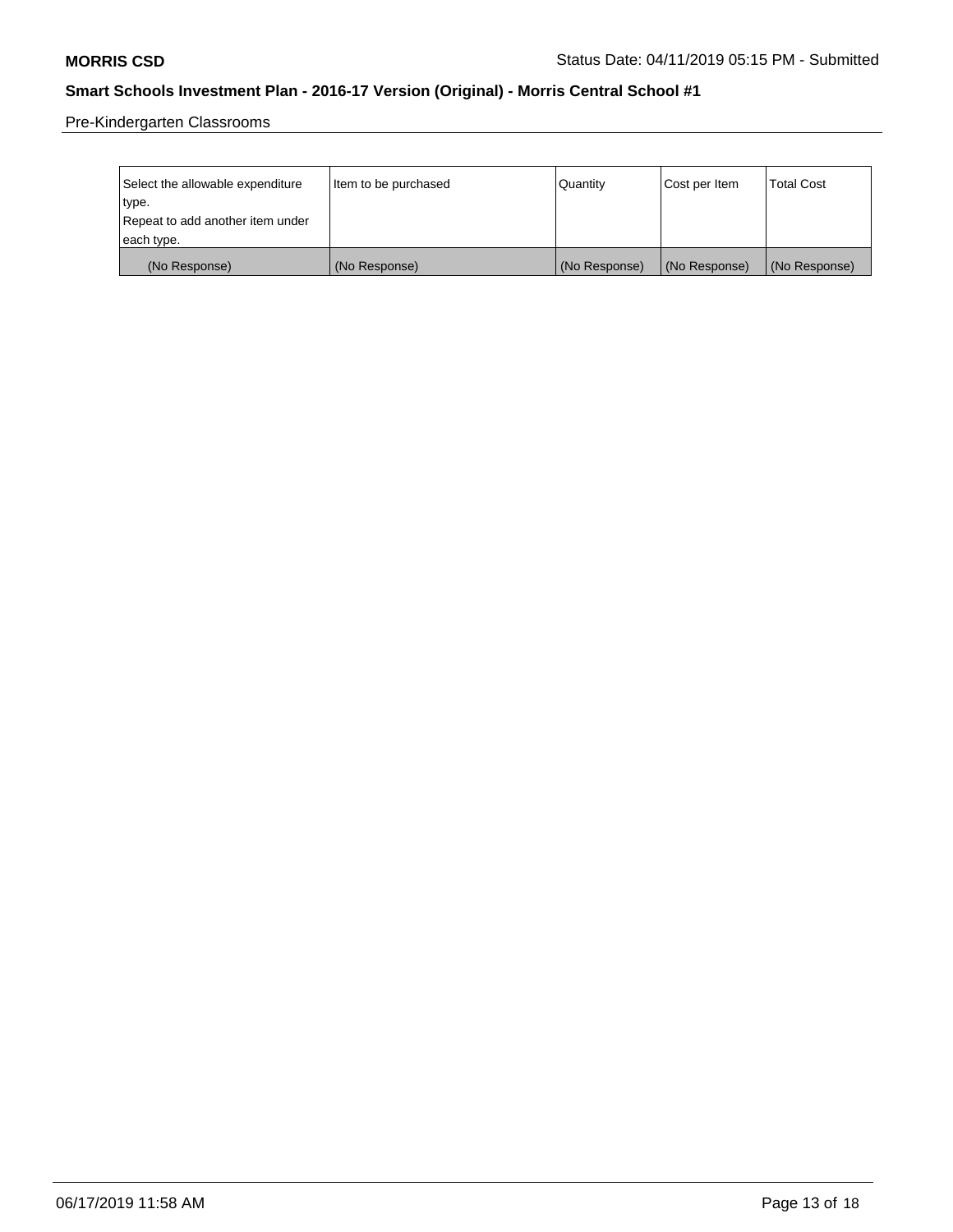Pre-Kindergarten Classrooms

| Select the allowable expenditure type.<br>Repeat to add another item under each type. | Item to be purchased | Quantity | Cost per Item | Total Cost |
|---|---|---|---|---|
| (No Response) | (No Response) | (No Response) | (No Response) | (No Response) |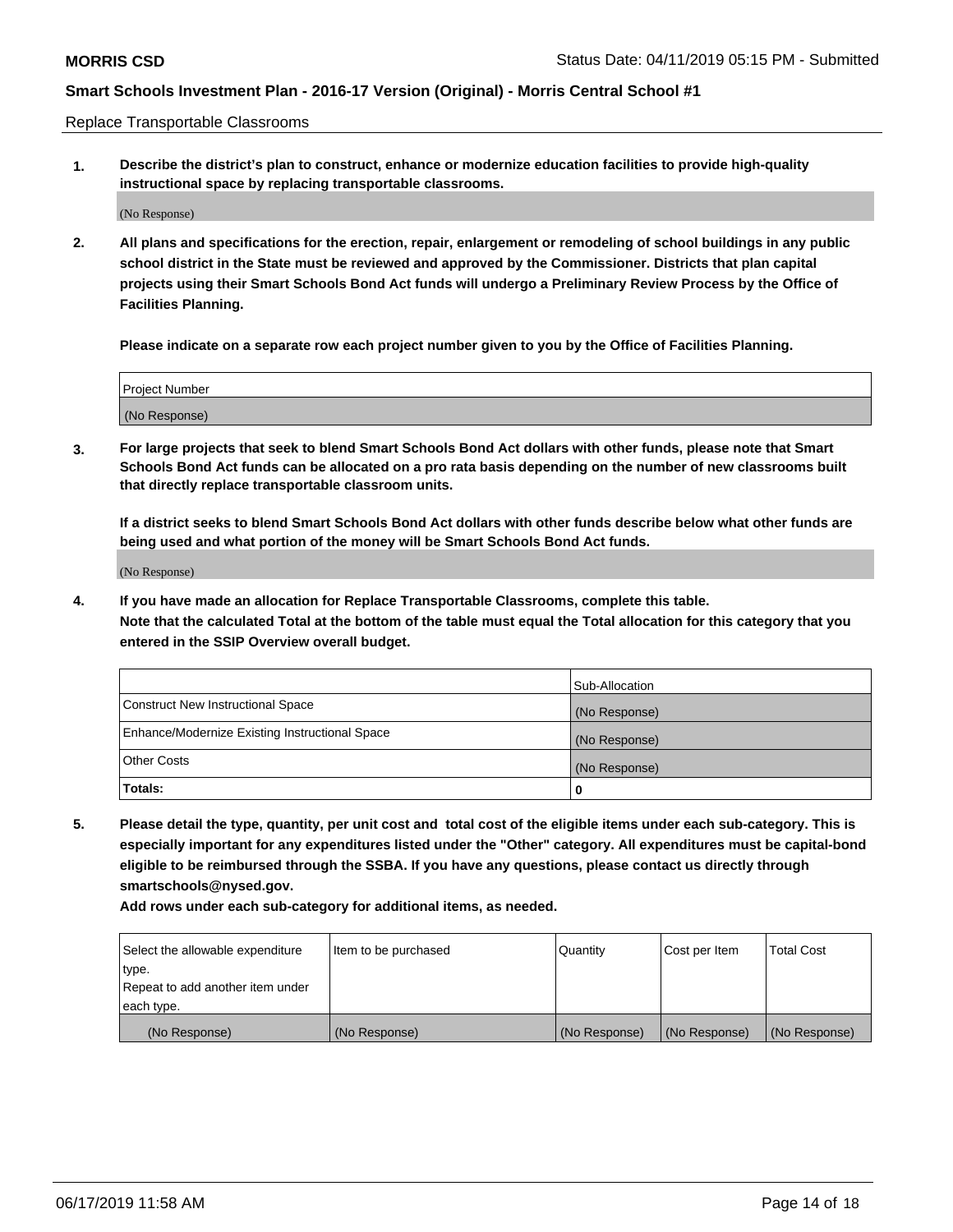Replace Transportable Classrooms

1. **Describe the district's plan to construct, enhance or modernize education facilities to provide high-quality instructional space by replacing transportable classrooms.**

(No Response)

2. **All plans and specifications for the erection, repair, enlargement or remodeling of school buildings in any public school district in the State must be reviewed and approved by the Commissioner. Districts that plan capital projects using their Smart Schools Bond Act funds will undergo a Preliminary Review Process by the Office of Facilities Planning.**

   **Please indicate on a separate row each project number given to you by the Office of Facilities Planning.**

| Project Number |
|---|
| (No Response) |

3. **For large projects that seek to blend Smart Schools Bond Act dollars with other funds, please note that Smart Schools Bond Act funds can be allocated on a pro rata basis depending on the number of new classrooms built that directly replace transportable classroom units.**

   **If a district seeks to blend Smart Schools Bond Act dollars with other funds describe below what other funds are being used and what portion of the money will be Smart Schools Bond Act funds.**

(No Response)

4. **If you have made an allocation for Replace Transportable Classrooms, complete this table. Note that the calculated Total at the bottom of the table must equal the Total allocation for this category that you entered in the SSIP Overview overall budget.**

| | Sub-Allocation |
|---|---|
| Construct New Instructional Space | (No Response) |
| Enhance/Modernize Existing Instructional Space | (No Response) |
| Other Costs | (No Response) |
| **Totals:** | **0** |

5. **Please detail the type, quantity, per unit cost and total cost of the eligible items under each sub-category. This is especially important for any expenditures listed under the "Other" category. All expenditures must be capital-bond eligible to be reimbursed through the SSBA. If you have any questions, please contact us directly through smartschools@nysed.gov.**

   **Add rows under each sub-category for additional items, as needed.**

| Select the allowable expenditure type. Repeat to add another item under each type. | Item to be purchased | Quantity | Cost per Item | Total Cost |
|---|---|---|---|---|
| (No Response) | (No Response) | (No Response) | (No Response) | (No Response) |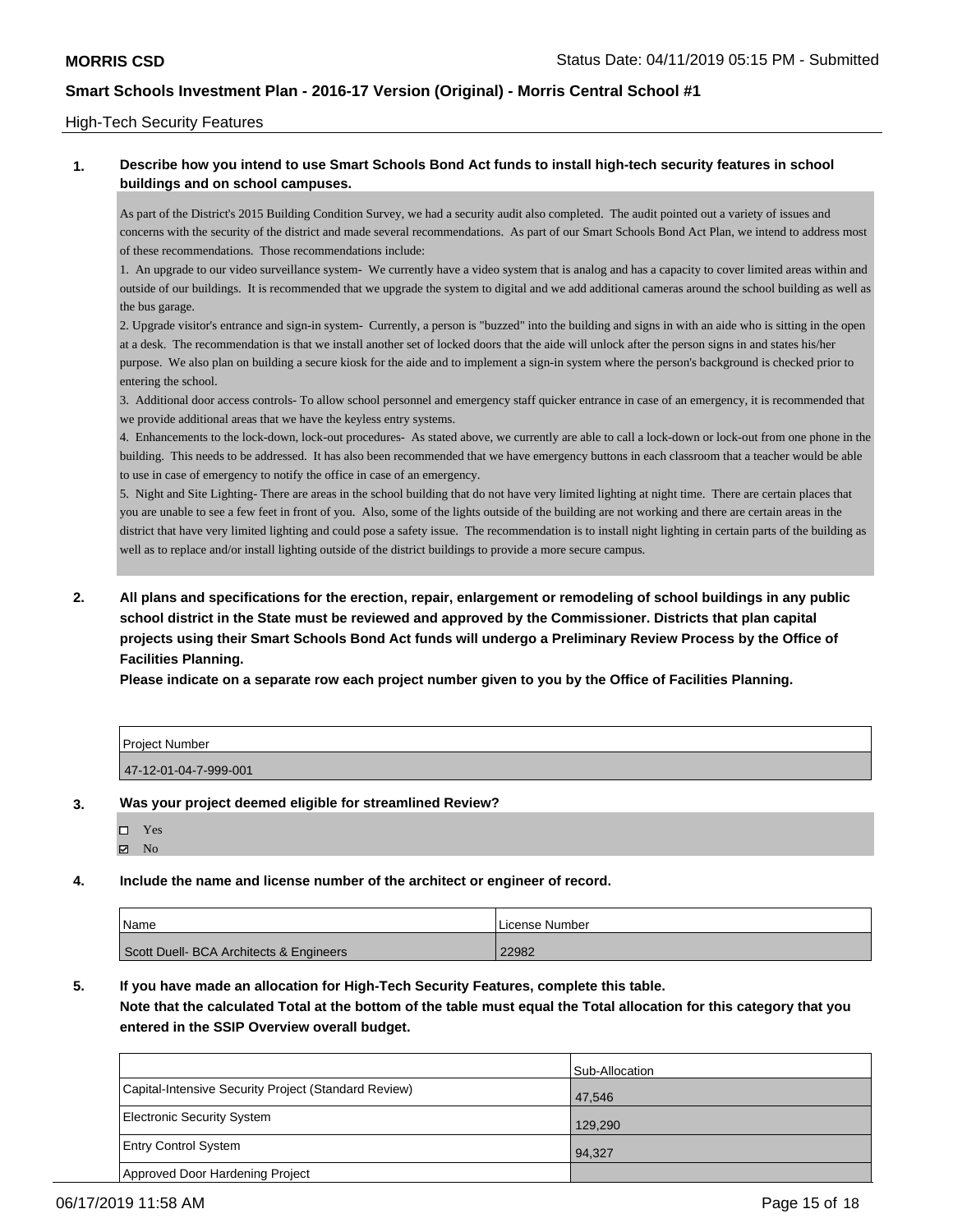High-Tech Security Features

**1. Describe how you intend to use Smart Schools Bond Act funds to install high-tech security features in school buildings and on school campuses.**

As part of the District's 2015 Building Condition Survey, we had a security audit also completed. The audit pointed out a variety of issues and concerns with the security of the district and made several recommendations. As part of our Smart Schools Bond Act Plan, we intend to address most of these recommendations. Those recommendations include:

1. An upgrade to our video surveillance system- We currently have a video system that is analog and has a capacity to cover limited areas within and outside of our buildings. It is recommended that we upgrade the system to digital and we add additional cameras around the school building as well as the bus garage.

2. Upgrade visitor's entrance and sign-in system- Currently, a person is "buzzed" into the building and signs in with an aide who is sitting in the open at a desk. The recommendation is that we install another set of locked doors that the aide will unlock after the person signs in and states his/her purpose. We also plan on building a secure kiosk for the aide and to implement a sign-in system where the person's background is checked prior to entering the school.

3. Additional door access controls- To allow school personnel and emergency staff quicker entrance in case of an emergency, it is recommended that we provide additional areas that we have the keyless entry systems.

4. Enhancements to the lock-down, lock-out procedures- As stated above, we currently are able to call a lock-down or lock-out from one phone in the building. This needs to be addressed. It has also been recommended that we have emergency buttons in each classroom that a teacher would be able to use in case of emergency to notify the office in case of an emergency.

5. Night and Site Lighting- There are areas in the school building that do not have very limited lighting at night time. There are certain places that you are unable to see a few feet in front of you. Also, some of the lights outside of the building are not working and there are certain areas in the district that have very limited lighting and could pose a safety issue. The recommendation is to install night lighting in certain parts of the building as well as to replace and/or install lighting outside of the district buildings to provide a more secure campus.

**2. All plans and specifications for the erection, repair, enlargement or remodeling of school buildings in any public school district in the State must be reviewed and approved by the Commissioner. Districts that plan capital projects using their Smart Schools Bond Act funds will undergo a Preliminary Review Process by the Office of Facilities Planning.**

**Please indicate on a separate row each project number given to you by the Office of Facilities Planning.**

| Project Number |
|---|
| 47-12-01-04-7-999-001 |

**3. Was your project deemed eligible for streamlined Review?**

- ☐ Yes
- ☑ No

**4. Include the name and license number of the architect or engineer of record.**

| Name | License Number |
|---|---|
| Scott Duell- BCA Architects & Engineers | 22982 |

**5. If you have made an allocation for High-Tech Security Features, complete this table.**

**Note that the calculated Total at the bottom of the table must equal the Total allocation for this category that you entered in the SSIP Overview overall budget.**

| | Sub-Allocation |
|---|---|
| Capital-Intensive Security Project (Standard Review) | 47,546 |
| Electronic Security System | 129,290 |
| Entry Control System | 94,327 |
| Approved Door Hardening Project | |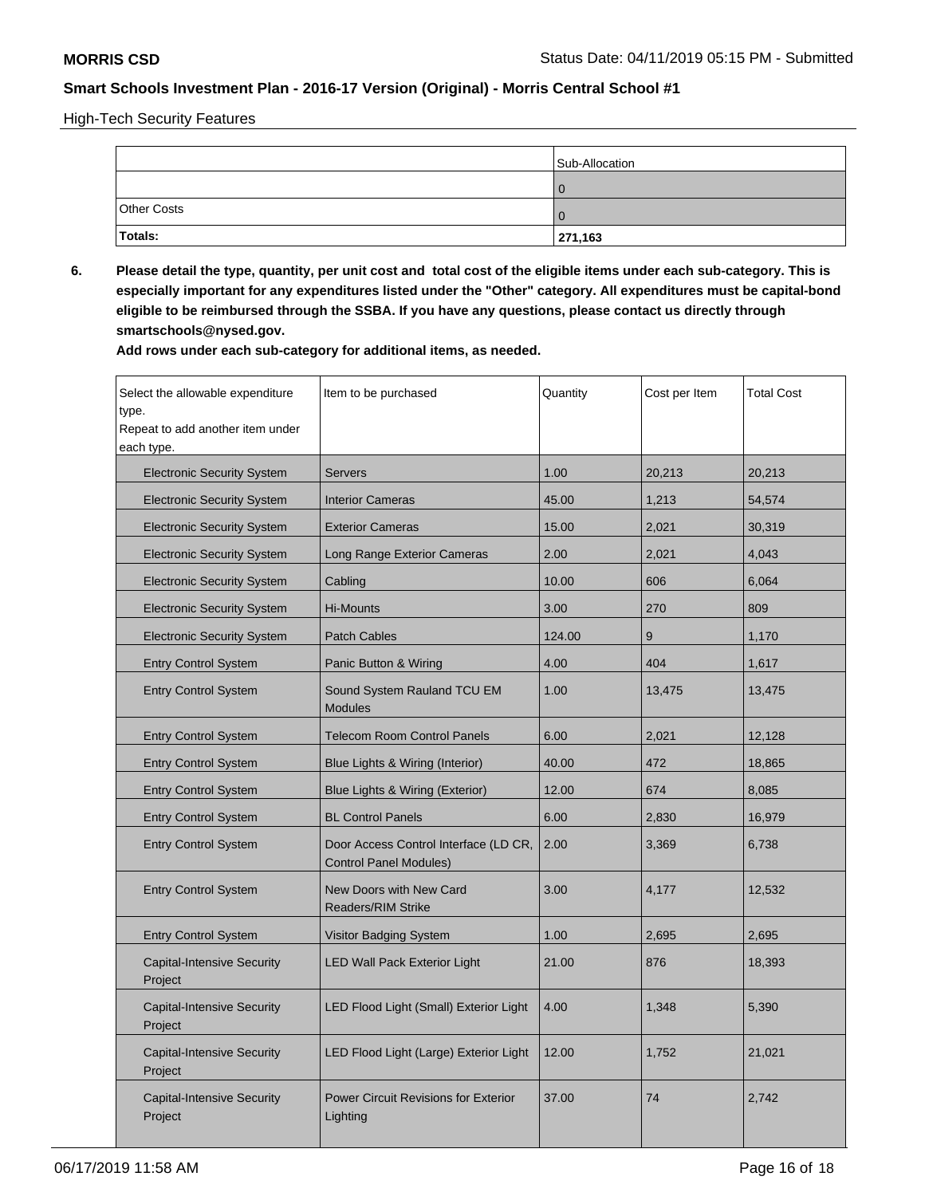High-Tech Security Features

| | Sub-Allocation |
|---|---|
| | 0 |
| Other Costs | 0 |
| **Totals:** | **271,163** |

**6. Please detail the type, quantity, per unit cost and total cost of the eligible items under each sub-category. This is especially important for any expenditures listed under the "Other" category. All expenditures must be capital-bond eligible to be reimbursed through the SSBA. If you have any questions, please contact us directly through smartschools@nysed.gov.**

**Add rows under each sub-category for additional items, as needed.**

| Select the allowable expenditure type. Repeat to add another item under each type. | Item to be purchased | Quantity | Cost per Item | Total Cost |
|---|---|---|---|---|
| Electronic Security System | Servers | 1.00 | 20,213 | 20,213 |
| Electronic Security System | Interior Cameras | 45.00 | 1,213 | 54,574 |
| Electronic Security System | Exterior Cameras | 15.00 | 2,021 | 30,319 |
| Electronic Security System | Long Range Exterior Cameras | 2.00 | 2,021 | 4,043 |
| Electronic Security System | Cabling | 10.00 | 606 | 6,064 |
| Electronic Security System | Hi-Mounts | 3.00 | 270 | 809 |
| Electronic Security System | Patch Cables | 124.00 | 9 | 1,170 |
| Entry Control System | Panic Button & Wiring | 4.00 | 404 | 1,617 |
| Entry Control System | Sound System Rauland TCU EM Modules | 1.00 | 13,475 | 13,475 |
| Entry Control System | Telecom Room Control Panels | 6.00 | 2,021 | 12,128 |
| Entry Control System | Blue Lights & Wiring (Interior) | 40.00 | 472 | 18,865 |
| Entry Control System | Blue Lights & Wiring (Exterior) | 12.00 | 674 | 8,085 |
| Entry Control System | BL Control Panels | 6.00 | 2,830 | 16,979 |
| Entry Control System | Door Access Control Interface (LD CR, Control Panel Modules) | 2.00 | 3,369 | 6,738 |
| Entry Control System | New Doors with New Card Readers/RIM Strike | 3.00 | 4,177 | 12,532 |
| Entry Control System | Visitor Badging System | 1.00 | 2,695 | 2,695 |
| Capital-Intensive Security Project | LED Wall Pack Exterior Light | 21.00 | 876 | 18,393 |
| Capital-Intensive Security Project | LED Flood Light (Small) Exterior Light | 4.00 | 1,348 | 5,390 |
| Capital-Intensive Security Project | LED Flood Light (Large) Exterior Light | 12.00 | 1,752 | 21,021 |
| Capital-Intensive Security Project | Power Circuit Revisions for Exterior Lighting | 37.00 | 74 | 2,742 |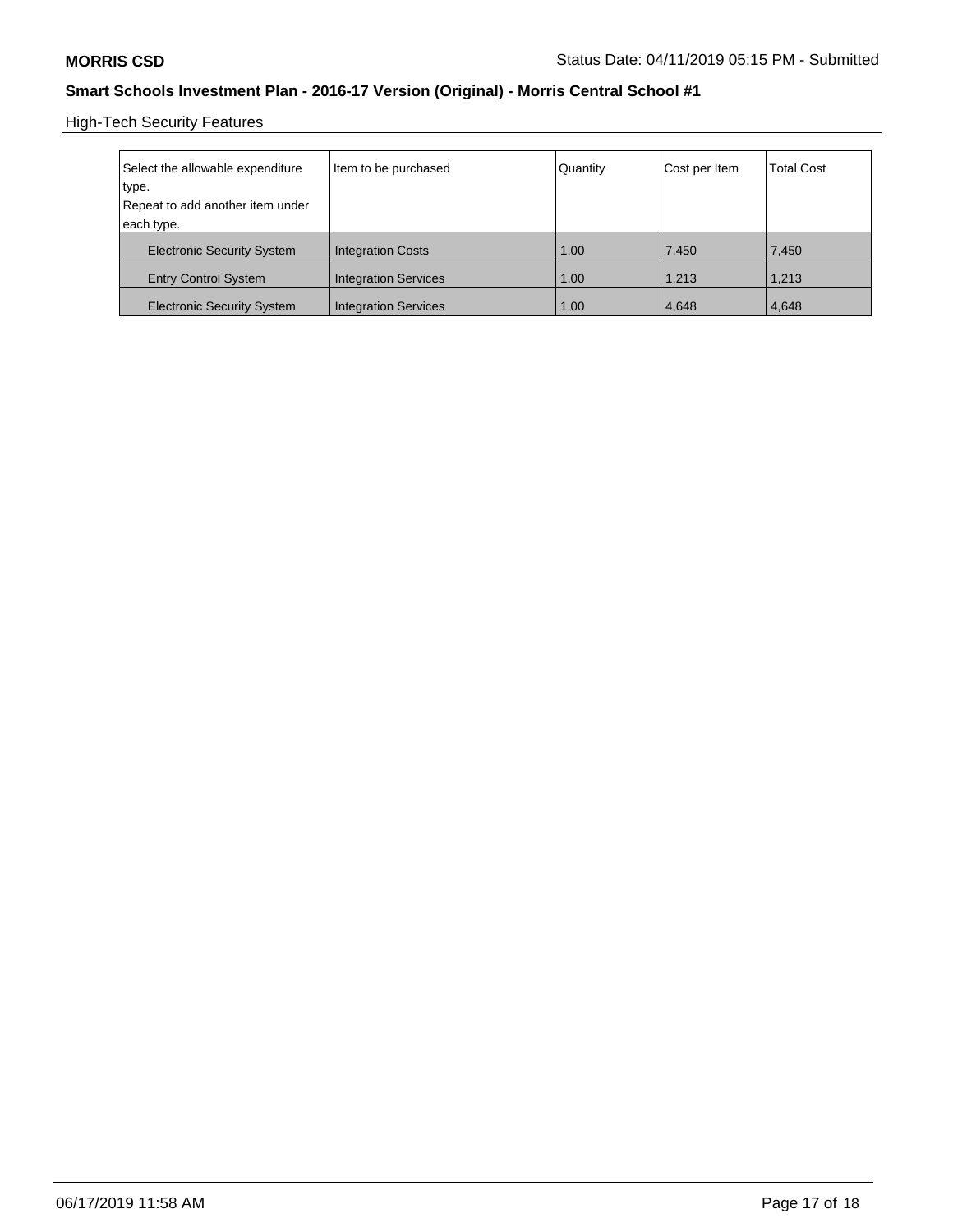High-Tech Security Features

| Select the allowable expenditure type. Repeat to add another item under each type. | Item to be purchased | Quantity | Cost per Item | Total Cost |
|---|---|---|---|---|
| Electronic Security System | Integration Costs | 1.00 | 7,450 | 7,450 |
| Entry Control System | Integration Services | 1.00 | 1,213 | 1,213 |
| Electronic Security System | Integration Services | 1.00 | 4,648 | 4,648 |